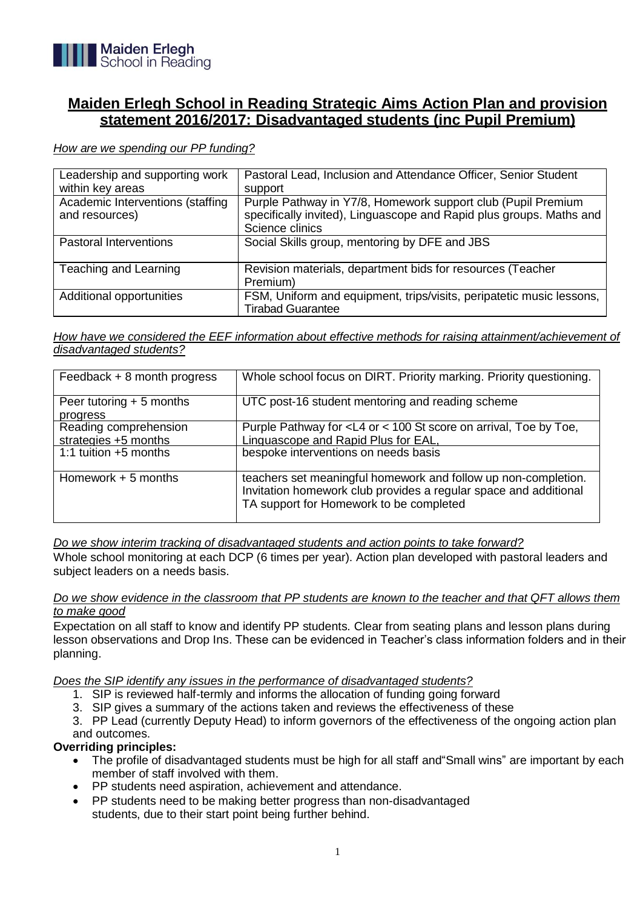Maiden Erlegh School in Reading

# Maiden Erlegh School in Reading Strategic Aims Action Plan and provision statement 2016/2017: Disadvantaged students (inc Pupil Premium)

*How are we spending our PP funding?*

| | |
|---|---|
| Leadership and supporting work within key areas | Pastoral Lead, Inclusion and Attendance Officer, Senior Student support |
| Academic Interventions (staffing and resources) | Purple Pathway in Y7/8, Homework support club (Pupil Premium specifically invited), Linguascope and Rapid plus groups. Maths and Science clinics |
| Pastoral Interventions | Social Skills group, mentoring by DFE and JBS |
| Teaching and Learning | Revision materials, department bids for resources (Teacher Premium) |
| Additional opportunities | FSM, Uniform and equipment, trips/visits, peripatetic music lessons, Tirabad Guarantee |

*How have we considered the EEF information about effective methods for raising attainment/achievement of disadvantaged students?*

| | |
|---|---|
| Feedback + 8 month progress | Whole school focus on DIRT. Priority marking. Priority questioning. |
| Peer tutoring + 5 months progress | UTC post-16 student mentoring and reading scheme |
| Reading comprehension strategies +5 months | Purple Pathway for <L4 or < 100 St score on arrival, Toe by Toe, Linguascope and Rapid Plus for EAL, |
| 1:1 tuition +5 months | bespoke interventions on needs basis |
| Homework + 5 months | teachers set meaningful homework and follow up non-completion. Invitation homework club provides a regular space and additional TA support for Homework to be completed |

*Do we show interim tracking of disadvantaged students and action points to take forward?*

Whole school monitoring at each DCP (6 times per year). Action plan developed with pastoral leaders and subject leaders on a needs basis.

*Do we show evidence in the classroom that PP students are known to the teacher and that QFT allows them to make good*

Expectation on all staff to know and identify PP students. Clear from seating plans and lesson plans during lesson observations and Drop Ins. These can be evidenced in Teacher's class information folders and in their planning.

*Does the SIP identify any issues in the performance of disadvantaged students?*

1. SIP is reviewed half-termly and informs the allocation of funding going forward
3. SIP gives a summary of the actions taken and reviews the effectiveness of these
3. PP Lead (currently Deputy Head) to inform governors of the effectiveness of the ongoing action plan and outcomes.

**Overriding principles:**

- The profile of disadvantaged students must be high for all staff and"Small wins" are important by each member of staff involved with them.
- PP students need aspiration, achievement and attendance.
- PP students need to be making better progress than non-disadvantaged students, due to their start point being further behind.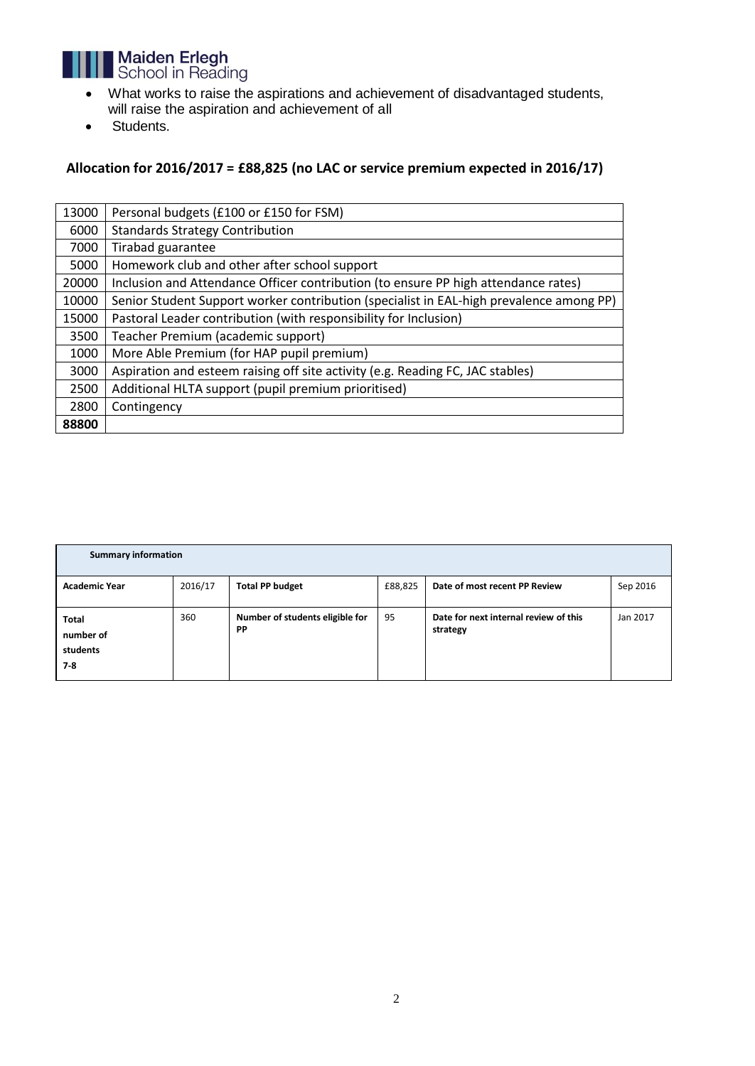- What works to raise the aspirations and achievement of disadvantaged students, will raise the aspiration and achievement of all
- Students.

**Allocation for 2016/2017 = £88,825 (no LAC or service premium expected in 2016/17)**

| | |
|---|---|
| 13000 | Personal budgets (£100 or £150 for FSM) |
| 6000 | Standards Strategy Contribution |
| 7000 | Tirabad guarantee |
| 5000 | Homework club and other after school support |
| 20000 | Inclusion and Attendance Officer contribution (to ensure PP high attendance rates) |
| 10000 | Senior Student Support worker contribution (specialist in EAL-high prevalence among PP) |
| 15000 | Pastoral Leader contribution (with responsibility for Inclusion) |
| 3500 | Teacher Premium (academic support) |
| 1000 | More Able Premium (for HAP pupil premium) |
| 3000 | Aspiration and esteem raising off site activity (e.g. Reading FC, JAC stables) |
| 2500 | Additional HLTA support (pupil premium prioritised) |
| 2800 | Contingency |
| **88800** | |

| **Summary information** | | | | | |
|---|---|---|---|---|---|
| **Academic Year** | 2016/17 | **Total PP budget** | £88,825 | **Date of most recent PP Review** | Sep 2016 |
| **Total number of students 7-8** | 360 | **Number of students eligible for PP** | 95 | **Date for next internal review of this strategy** | Jan 2017 |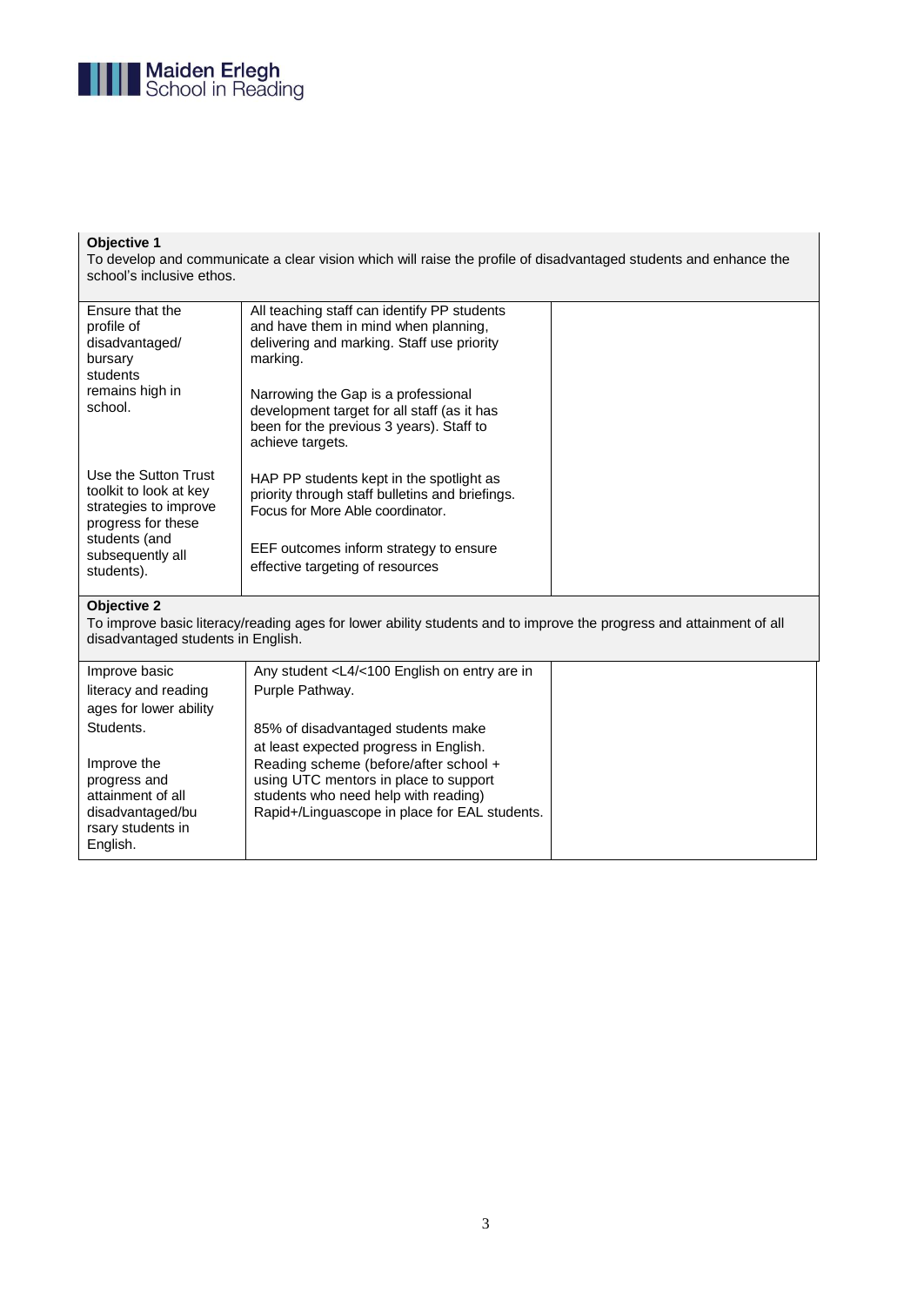| **Objective 1**<br>To develop and communicate a clear vision which will raise the profile of disadvantaged students and enhance the school's inclusive ethos. | | |
|---|---|---|
| Ensure that the profile of disadvantaged/ bursary students remains high in school. | All teaching staff can identify PP students and have them in mind when planning, delivering and marking. Staff use priority marking.<br><br>Narrowing the Gap is a professional development target for all staff (as it has been for the previous 3 years). Staff to achieve targets. | |
| Use the Sutton Trust toolkit to look at key strategies to improve progress for these students (and subsequently all students). | HAP PP students kept in the spotlight as priority through staff bulletins and briefings. Focus for More Able coordinator.<br><br>EEF outcomes inform strategy to ensure effective targeting of resources | |
| **Objective 2**<br>To improve basic literacy/reading ages for lower ability students and to improve the progress and attainment of all disadvantaged students in English. | | |
| Improve basic literacy and reading ages for lower ability Students.<br><br>Improve the progress and attainment of all disadvantaged/bursary students in English. | Any student <L4/<100 English on entry are in Purple Pathway.<br><br>85% of disadvantaged students make at least expected progress in English.<br>Reading scheme (before/after school + using UTC mentors in place to support students who need help with reading)<br>Rapid+/Linguascope in place for EAL students. | |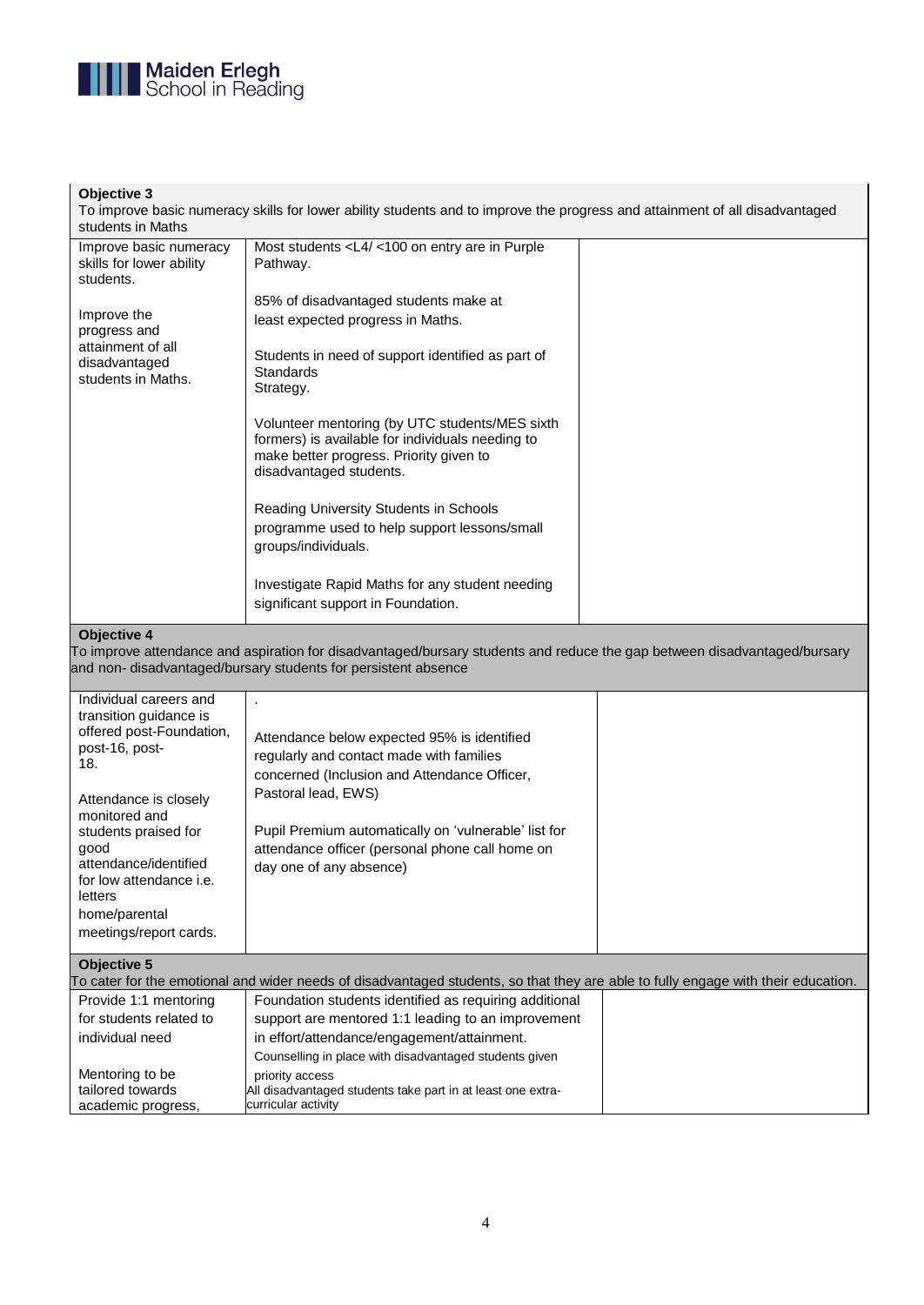| **Objective 3**<br>To improve basic numeracy skills for lower ability students and to improve the progress and attainment of all disadvantaged students in Maths | | |
|---|---|---|
| Improve basic numeracy skills for lower ability students.<br><br>Improve the progress and attainment of all disadvantaged students in Maths. | Most students <L4/ <100 on entry are in Purple Pathway.<br><br>85% of disadvantaged students make at least expected progress in Maths.<br><br>Students in need of support identified as part of Standards Strategy.<br><br>Volunteer mentoring (by UTC students/MES sixth formers) is available for individuals needing to make better progress. Priority given to disadvantaged students.<br><br>Reading University Students in Schools programme used to help support lessons/small groups/individuals.<br><br>Investigate Rapid Maths for any student needing significant support in Foundation. | |
| **Objective 4**<br>To improve attendance and aspiration for disadvantaged/bursary students and reduce the gap between disadvantaged/bursary and non- disadvantaged/bursary students for persistent absence | | |
| Individual careers and transition guidance is offered post-Foundation, post-16, post-18.<br><br>Attendance is closely monitored and students praised for good attendance/identified for low attendance i.e. letters home/parental meetings/report cards. | .<br><br>Attendance below expected 95% is identified regularly and contact made with families concerned (Inclusion and Attendance Officer, Pastoral lead, EWS)<br><br>Pupil Premium automatically on 'vulnerable' list for attendance officer (personal phone call home on day one of any absence) | |
| **Objective 5**<br>To cater for the emotional and wider needs of disadvantaged students, so that they are able to fully engage with their education. | | |
| Provide 1:1 mentoring for students related to individual need<br><br>Mentoring to be tailored towards academic progress, | Foundation students identified as requiring additional support are mentored 1:1 leading to an improvement in effort/attendance/engagement/attainment.<br>Counselling in place with disadvantaged students given priority access<br>All disadvantaged students take part in at least one extra-curricular activity | |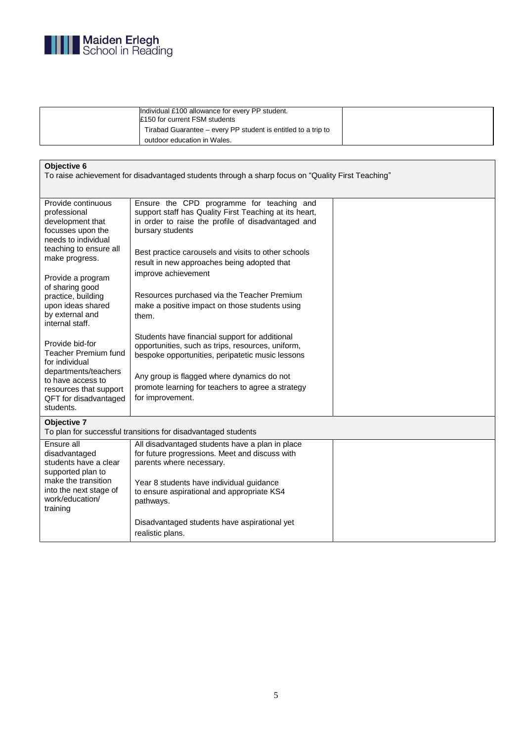| | | |
|---|---|---|
| | Individual £100 allowance for every PP student.<br>£150 for current FSM students<br>Tirabad Guarantee – every PP student is entitled to a trip to outdoor education in Wales. | |

| | | |
|---|---|---|
| **Objective 6**<br>To raise achievement for disadvantaged students through a sharp focus on "Quality First Teaching" | | |
| Provide continuous professional development that focusses upon the needs to individual teaching to ensure all make progress.<br><br>Provide a program of sharing good practice, building upon ideas shared by external and internal staff.<br><br>Provide bid-for Teacher Premium fund for individual departments/teachers to have access to resources that support QFT for disadvantaged students. | Ensure the CPD programme for teaching and support staff has Quality First Teaching at its heart, in order to raise the profile of disadvantaged and bursary students<br><br>Best practice carousels and visits to other schools result in new approaches being adopted that improve achievement<br><br>Resources purchased via the Teacher Premium make a positive impact on those students using them.<br><br>Students have financial support for additional opportunities, such as trips, resources, uniform, bespoke opportunities, peripatetic music lessons<br><br>Any group is flagged where dynamics do not promote learning for teachers to agree a strategy for improvement. | |
| **Objective 7**<br>To plan for successful transitions for disadvantaged students | | |
| Ensure all disadvantaged students have a clear supported plan to make the transition into the next stage of work/education/ training | All disadvantaged students have a plan in place for future progressions. Meet and discuss with parents where necessary.<br><br>Year 8 students have individual guidance to ensure aspirational and appropriate KS4 pathways.<br><br>Disadvantaged students have aspirational yet realistic plans. | |